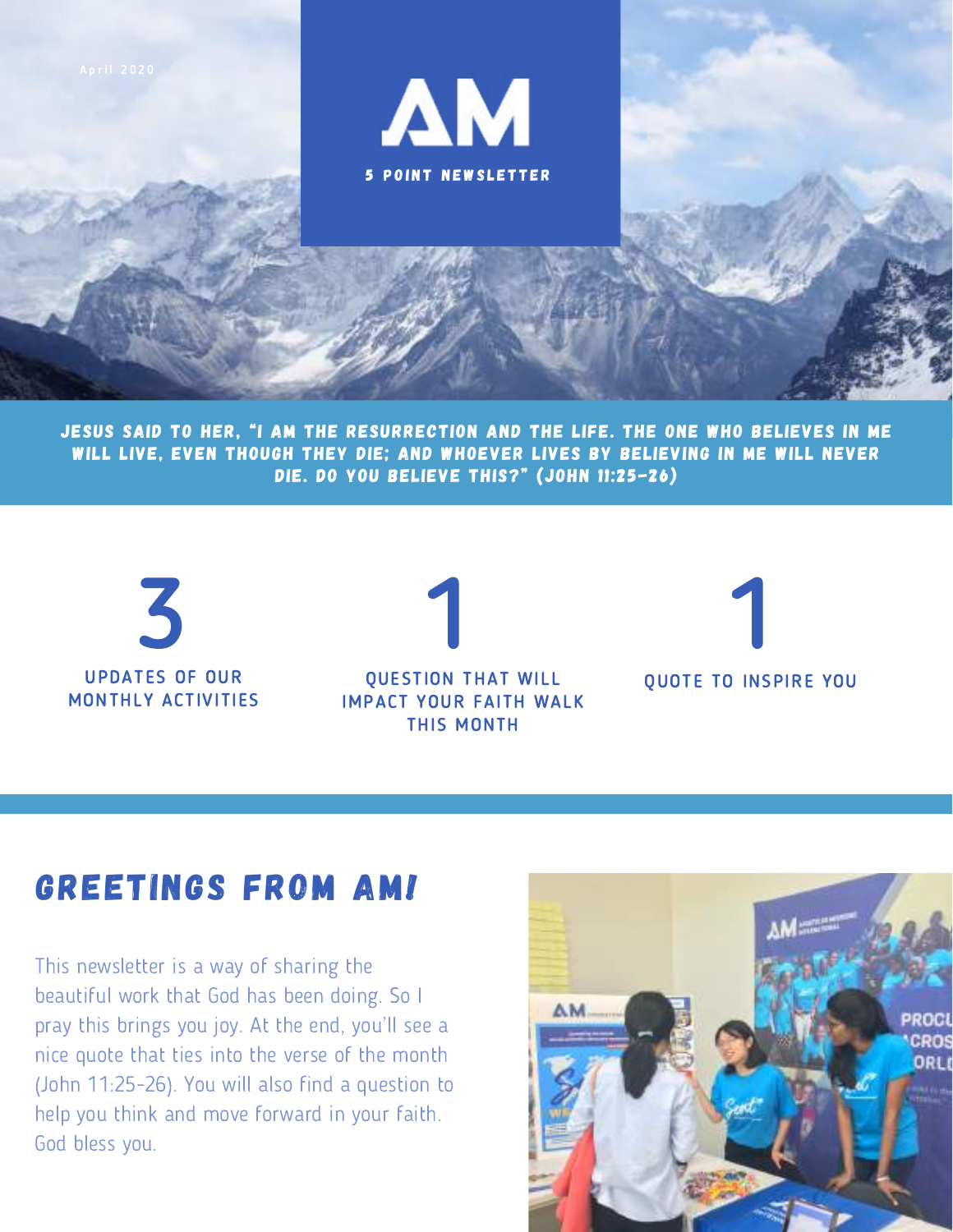April 2020

# AM

**5 POINT NEWSLETTER**

**JESUS SAID TO HER, "I AM THE RESURRECTION AND THE LIFE. THE ONE WHO BELIEVES IN ME WILL LIVE, EVEN THOUGH THEY DIE; AND WHOEVER LIVES BY BELIEVING IN ME WILL NEVER DIE. DO YOU BELIEVE THIS?" (JOHN 11:25-26)**

**3**
UPDATES OF OUR MONTHLY ACTIVITIES

**1**
QUESTION THAT WILL IMPACT YOUR FAITH WALK THIS MONTH

**1**
QUOTE TO INSPIRE YOU

## GREETINGS FROM AM!

This newsletter is a way of sharing the beautiful work that God has been doing. So I pray this brings you joy. At the end, you'll see a nice quote that ties into the verse of the month (John 11:25-26). You will also find a question to help you think and move forward in your faith. God bless you.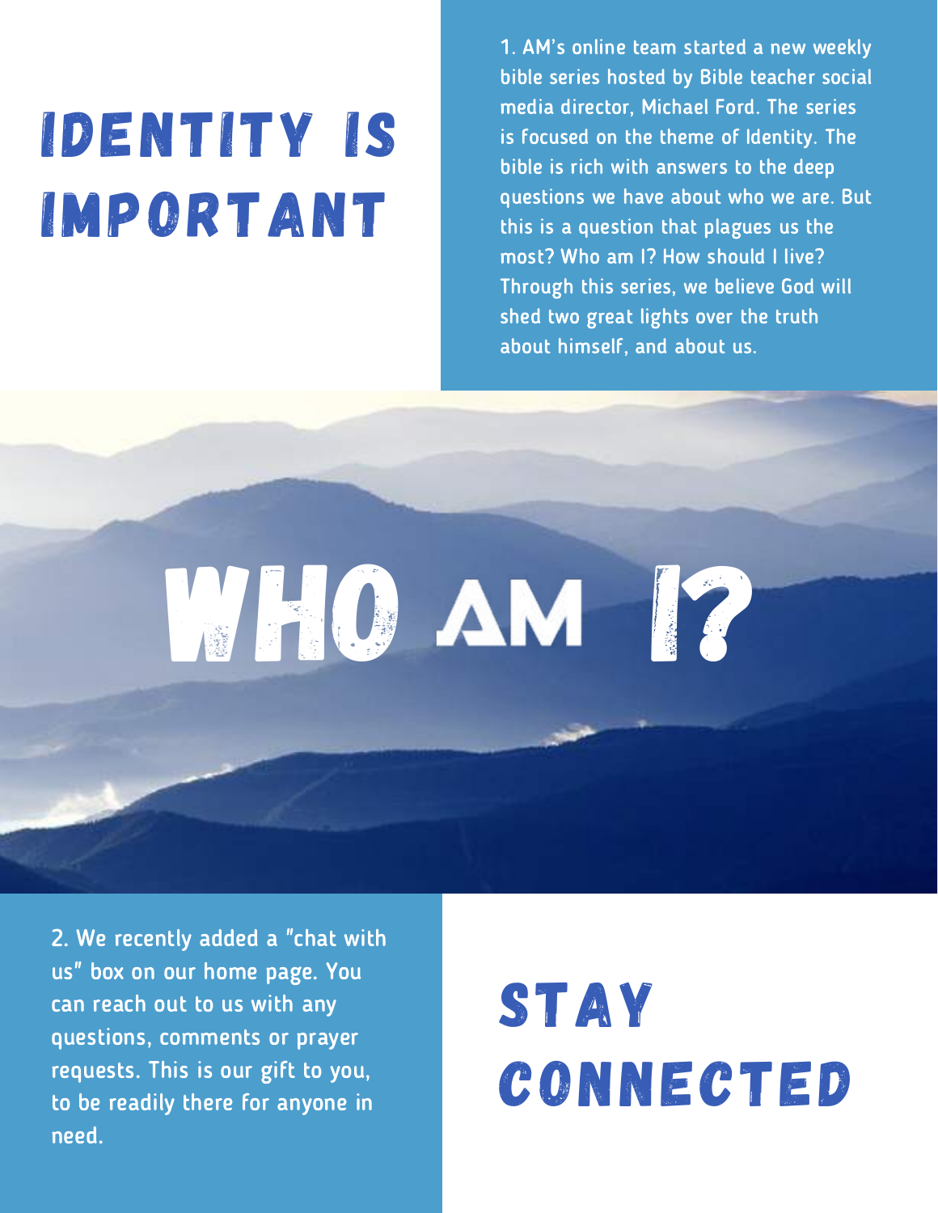# IDENTITY IS IMPORTANT

1. AM's online team started a new weekly bible series hosted by Bible teacher social media director, Michael Ford. The series is focused on the theme of Identity. The bible is rich with answers to the deep questions we have about who we are. But this is a question that plagues us the most? Who am I? How should I live? Through this series, we believe God will shed two great lights over the truth about himself, and about us.

# WHO AM I?

# STAY CONNECTED

2. We recently added a "chat with us" box on our home page. You can reach out to us with any questions, comments or prayer requests. This is our gift to you, to be readily there for anyone in need.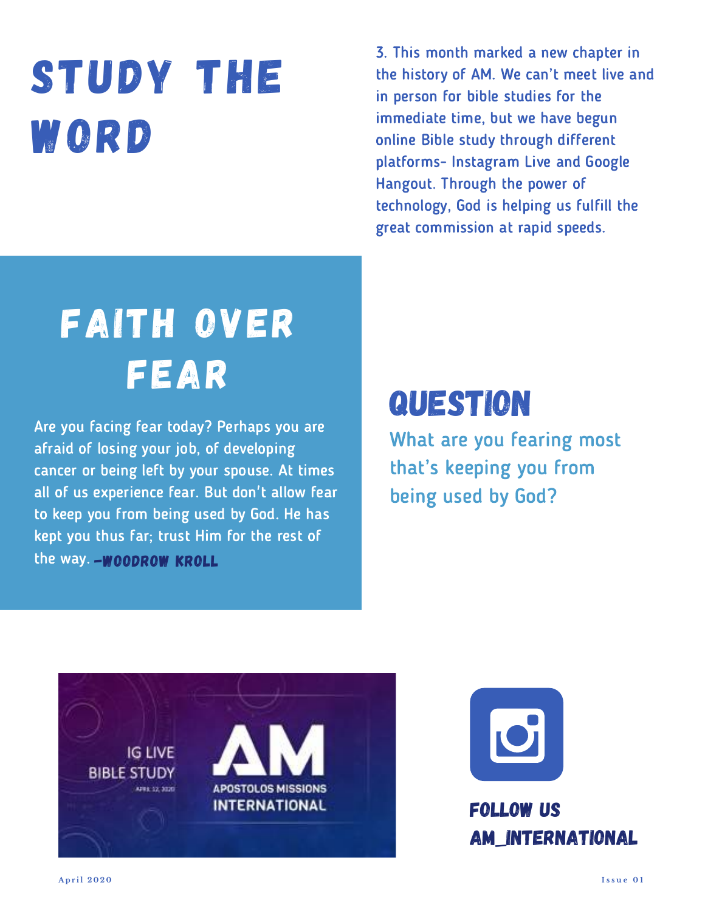# STUDY THE WORD

3. This month marked a new chapter in the history of AM. We can't meet live and in person for bible studies for the immediate time, but we have begun online Bible study through different platforms- Instagram Live and Google Hangout. Through the power of technology, God is helping us fulfill the great commission at rapid speeds.

# FAITH OVER FEAR

Are you facing fear today? Perhaps you are afraid of losing your job, of developing cancer or being left by your spouse. At times all of us experience fear. But don't allow fear to keep you from being used by God. He has kept you thus far; trust Him for the rest of the way. **-WOODROW KROLL**

## QUESTION

What are you fearing most that's keeping you from being used by God?

IG LIVE BIBLE STUDY

APRIL 12, 2020

AM APOSTOLOS MISSIONS INTERNATIONAL

**FOLLOW US AM_INTERNATIONAL**